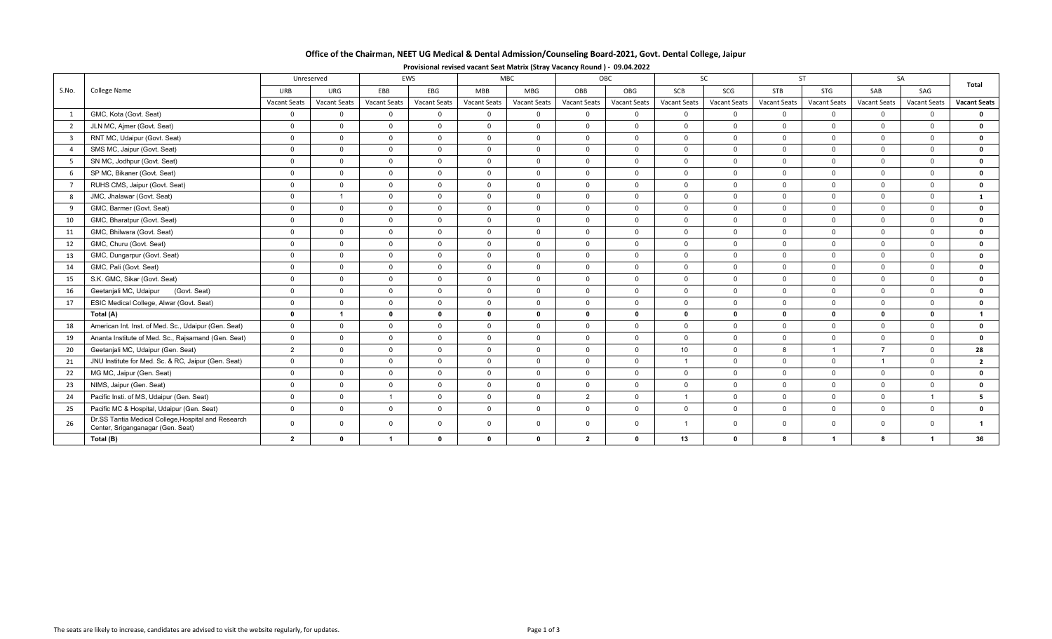# Office of the Chairman, NEET UG Medical & Dental Admission/Counseling Board-2021, Govt. Dental College, Jaipur

**Provisional revised vacant Seat Matrix (Stray Vacancy Round ) - 09.04.2022**

| S.No. | College Name | Unreserved | | EWS | | MBC | | OBC | | SC | | ST | | SA | | Total |
|---|---|---|---|---|---|---|---|---|---|---|---|---|---|---|---|---|
| | | URB | URG | EBB | EBG | MBB | MBG | OBB | OBG | SCB | SCG | STB | STG | SAB | SAG | |
| | | Vacant Seats | Vacant Seats | Vacant Seats | Vacant Seats | Vacant Seats | Vacant Seats | Vacant Seats | Vacant Seats | Vacant Seats | Vacant Seats | Vacant Seats | Vacant Seats | Vacant Seats | Vacant Seats | Vacant Seats |
| 1 | GMC, Kota (Govt. Seat) | 0 | 0 | 0 | 0 | 0 | 0 | 0 | 0 | 0 | 0 | 0 | 0 | 0 | 0 | **0** |
| 2 | JLN MC, Ajmer (Govt. Seat) | 0 | 0 | 0 | 0 | 0 | 0 | 0 | 0 | 0 | 0 | 0 | 0 | 0 | 0 | **0** |
| 3 | RNT MC, Udaipur (Govt. Seat) | 0 | 0 | 0 | 0 | 0 | 0 | 0 | 0 | 0 | 0 | 0 | 0 | 0 | 0 | **0** |
| 4 | SMS MC, Jaipur (Govt. Seat) | 0 | 0 | 0 | 0 | 0 | 0 | 0 | 0 | 0 | 0 | 0 | 0 | 0 | 0 | **0** |
| 5 | SN MC, Jodhpur (Govt. Seat) | 0 | 0 | 0 | 0 | 0 | 0 | 0 | 0 | 0 | 0 | 0 | 0 | 0 | 0 | **0** |
| 6 | SP MC, Bikaner (Govt. Seat) | 0 | 0 | 0 | 0 | 0 | 0 | 0 | 0 | 0 | 0 | 0 | 0 | 0 | 0 | **0** |
| 7 | RUHS CMS, Jaipur (Govt. Seat) | 0 | 0 | 0 | 0 | 0 | 0 | 0 | 0 | 0 | 0 | 0 | 0 | 0 | 0 | **0** |
| 8 | JMC, Jhalawar (Govt. Seat) | 0 | 1 | 0 | 0 | 0 | 0 | 0 | 0 | 0 | 0 | 0 | 0 | 0 | 0 | **1** |
| 9 | GMC, Barmer (Govt. Seat) | 0 | 0 | 0 | 0 | 0 | 0 | 0 | 0 | 0 | 0 | 0 | 0 | 0 | 0 | **0** |
| 10 | GMC, Bharatpur (Govt. Seat) | 0 | 0 | 0 | 0 | 0 | 0 | 0 | 0 | 0 | 0 | 0 | 0 | 0 | 0 | **0** |
| 11 | GMC, Bhilwara (Govt. Seat) | 0 | 0 | 0 | 0 | 0 | 0 | 0 | 0 | 0 | 0 | 0 | 0 | 0 | 0 | **0** |
| 12 | GMC, Churu (Govt. Seat) | 0 | 0 | 0 | 0 | 0 | 0 | 0 | 0 | 0 | 0 | 0 | 0 | 0 | 0 | **0** |
| 13 | GMC, Dungarpur (Govt. Seat) | 0 | 0 | 0 | 0 | 0 | 0 | 0 | 0 | 0 | 0 | 0 | 0 | 0 | 0 | **0** |
| 14 | GMC, Pali (Govt. Seat) | 0 | 0 | 0 | 0 | 0 | 0 | 0 | 0 | 0 | 0 | 0 | 0 | 0 | 0 | **0** |
| 15 | S.K. GMC, Sikar (Govt Seat) | 0 | 0 | 0 | 0 | 0 | 0 | 0 | 0 | 0 | 0 | 0 | 0 | 0 | 0 | **0** |
| 16 | Geetanjali MC, Udaipur (Govt. Seat) | 0 | 0 | 0 | 0 | 0 | 0 | 0 | 0 | 0 | 0 | 0 | 0 | 0 | 0 | **0** |
| 17 | ESIC Medical College, Alwar (Govt. Seat) | 0 | 0 | 0 | 0 | 0 | 0 | 0 | 0 | 0 | 0 | 0 | 0 | 0 | 0 | **0** |
| | **Total (A)** | **0** | **1** | **0** | **0** | **0** | **0** | **0** | **0** | **0** | **0** | **0** | **0** | **0** | **0** | **1** |
| 18 | American Int. Inst. of Med. Sc., Udaipur (Gen. Seat) | 0 | 0 | 0 | 0 | 0 | 0 | 0 | 0 | 0 | 0 | 0 | 0 | 0 | 0 | **0** |
| 19 | Ananta Institute of Med. Sc., Rajsamand (Gen. Seat) | 0 | 0 | 0 | 0 | 0 | 0 | 0 | 0 | 0 | 0 | 0 | 0 | 0 | 0 | **0** |
| 20 | Geetanjali MC, Udaipur (Gen. Seat) | 2 | 0 | 0 | 0 | 0 | 0 | 0 | 0 | 10 | 0 | 8 | 1 | 7 | 0 | **28** |
| 21 | JNU Institute for Med. Sc. & RC, Jaipur (Gen. Seat) | 0 | 0 | 0 | 0 | 0 | 0 | 0 | 0 | 1 | 0 | 0 | 0 | 1 | 0 | **2** |
| 22 | MG MC, Jaipur (Gen. Seat) | 0 | 0 | 0 | 0 | 0 | 0 | 0 | 0 | 0 | 0 | 0 | 0 | 0 | 0 | **0** |
| 23 | NIMS, Jaipur (Gen. Seat) | 0 | 0 | 0 | 0 | 0 | 0 | 0 | 0 | 0 | 0 | 0 | 0 | 0 | 0 | **0** |
| 24 | Pacific Insti. of MS, Udaipur (Gen. Seat) | 0 | 0 | 1 | 0 | 0 | 0 | 2 | 0 | 1 | 0 | 0 | 0 | 0 | 1 | **5** |
| 25 | Pacific MC & Hospital, Udaipur (Gen. Seat) | 0 | 0 | 0 | 0 | 0 | 0 | 0 | 0 | 0 | 0 | 0 | 0 | 0 | 0 | **0** |
| 26 | Dr.SS Tantia Medical College,Hospital and Research Center, Sriganganagar (Gen. Seat) | 0 | 0 | 0 | 0 | 0 | 0 | 0 | 0 | 1 | 0 | 0 | 0 | 0 | 0 | **1** |
| | **Total (B)** | **2** | **0** | **1** | **0** | **0** | **0** | **2** | **0** | **13** | **0** | **8** | **1** | **8** | **1** | **36** |

The seats are likely to increase, candidates are advised to visit the website regularly, for updates.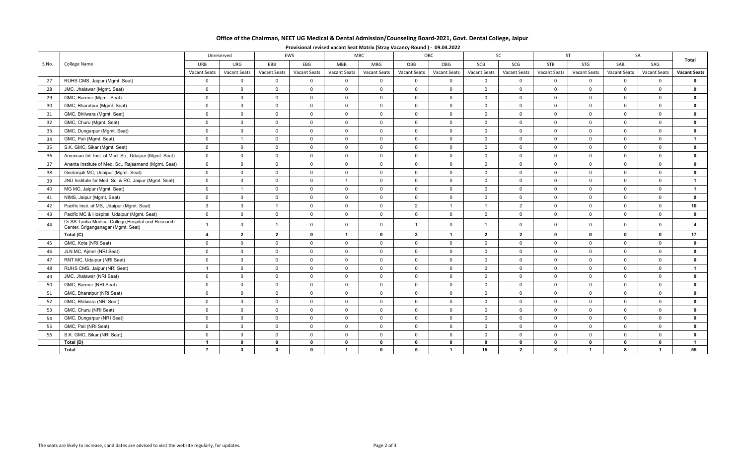# Office of the Chairman, NEET UG Medical & Dental Admission/Counseling Board-2021, Govt. Dental College, Jaipur

**Provisional revised vacant Seat Matrix (Stray Vacancy Round ) - 09.04.2022**

| S.No. | College Name | Unreserved | | EWS | | MBC | | OBC | | SC | | ST | | SA | | Total |
|---|---|---|---|---|---|---|---|---|---|---|---|---|---|---|---|---|
| | | URB | URG | EBB | EBG | MBB | MBG | OBB | OBG | SCB | SCG | STB | STG | SAB | SAG | |
| | | Vacant Seats | Vacant Seats | Vacant Seats | Vacant Seats | Vacant Seats | Vacant Seats | Vacant Seats | Vacant Seats | Vacant Seats | Vacant Seats | Vacant Seats | Vacant Seats | Vacant Seats | Vacant Seats | Vacant Seats |
| 27 | RUHS CMS, Jaipur (Mgmt. Seat) | 0 | 0 | 0 | 0 | 0 | 0 | 0 | 0 | 0 | 0 | 0 | 0 | 0 | 0 | **0** |
| 28 | JMC, Jhalawar (Mgmt. Seat) | 0 | 0 | 0 | 0 | 0 | 0 | 0 | 0 | 0 | 0 | 0 | 0 | 0 | 0 | **0** |
| 29 | GMC, Barmer (Mgmt. Seat) | 0 | 0 | 0 | 0 | 0 | 0 | 0 | 0 | 0 | 0 | 0 | 0 | 0 | 0 | **0** |
| 30 | GMC, Bharatpur (Mgmt. Seat) | 0 | 0 | 0 | 0 | 0 | 0 | 0 | 0 | 0 | 0 | 0 | 0 | 0 | 0 | **0** |
| 31 | GMC, Bhilwara (Mgmt. Seat) | 0 | 0 | 0 | 0 | 0 | 0 | 0 | 0 | 0 | 0 | 0 | 0 | 0 | 0 | **0** |
| 32 | GMC, Churu (Mgmt. Seat) | 0 | 0 | 0 | 0 | 0 | 0 | 0 | 0 | 0 | 0 | 0 | 0 | 0 | 0 | **0** |
| 33 | GMC, Dungarpur (Mgmt. Seat) | 0 | 0 | 0 | 0 | 0 | 0 | 0 | 0 | 0 | 0 | 0 | 0 | 0 | 0 | **0** |
| 34 | GMC, Pali (Mgmt. Seat) | 0 | 1 | 0 | 0 | 0 | 0 | 0 | 0 | 0 | 0 | 0 | 0 | 0 | 0 | **1** |
| 35 | S.K. GMC, Sikar (Mgmt. Seat) | 0 | 0 | 0 | 0 | 0 | 0 | 0 | 0 | 0 | 0 | 0 | 0 | 0 | 0 | **0** |
| 36 | American Int. Inst. of Med. Sc., Udaipur (Mgmt. Seat) | 0 | 0 | 0 | 0 | 0 | 0 | 0 | 0 | 0 | 0 | 0 | 0 | 0 | 0 | **0** |
| 37 | Ananta Institute of Med. Sc., Rajsamand (Mgmt. Seat) | 0 | 0 | 0 | 0 | 0 | 0 | 0 | 0 | 0 | 0 | 0 | 0 | 0 | 0 | **0** |
| 38 | Geetanjali MC, Udaipur (Mgmt. Seat) | 0 | 0 | 0 | 0 | 0 | 0 | 0 | 0 | 0 | 0 | 0 | 0 | 0 | 0 | **0** |
| 39 | JNU Institute for Med. Sc. & RC, Jaipur (Mgmt. Seat) | 0 | 0 | 0 | 0 | 1 | 0 | 0 | 0 | 0 | 0 | 0 | 0 | 0 | 0 | **1** |
| 40 | MG MC, Jaipur (Mgmt. Seat) | 0 | 1 | 0 | 0 | 0 | 0 | 0 | 0 | 0 | 0 | 0 | 0 | 0 | 0 | **1** |
| 41 | NIMS, Jaipur (Mgmt. Seat) | 0 | 0 | 0 | 0 | 0 | 0 | 0 | 0 | 0 | 0 | 0 | 0 | 0 | 0 | **0** |
| 42 | Pacific Insti. of MS, Udaipur (Mgmt. Seat) | 3 | 0 | 1 | 0 | 0 | 0 | 2 | 1 | 1 | 2 | 0 | 0 | 0 | 0 | **10** |
| 43 | Pacific MC & Hospital, Udaipur (Mgmt. Seat) | 0 | 0 | 0 | 0 | 0 | 0 | 0 | 0 | 0 | 0 | 0 | 0 | 0 | 0 | **0** |
| 44 | Dr.SS Tantia Medical College,Hospital and Research Center, Sriganganagar (Mgmt. Seat) | 1 | 0 | 1 | 0 | 0 | 0 | 1 | 0 | 1 | 0 | 0 | 0 | 0 | 0 | **4** |
| | **Total (C)** | **4** | **2** | **2** | **0** | **1** | **0** | **3** | **1** | **2** | **2** | **0** | **0** | **0** | **0** | **17** |
| 45 | GMC, Kota (NRI Seat) | 0 | 0 | 0 | 0 | 0 | 0 | 0 | 0 | 0 | 0 | 0 | 0 | 0 | 0 | **0** |
| 46 | JLN MC, Ajmer (NRI Seat) | 0 | 0 | 0 | 0 | 0 | 0 | 0 | 0 | 0 | 0 | 0 | 0 | 0 | 0 | **0** |
| 47 | RNT MC, Udaipur (NRI Seat) | 0 | 0 | 0 | 0 | 0 | 0 | 0 | 0 | 0 | 0 | 0 | 0 | 0 | 0 | **0** |
| 48 | RUHS CMS, Jaipur (NRI Seat) | 1 | 0 | 0 | 0 | 0 | 0 | 0 | 0 | 0 | 0 | 0 | 0 | 0 | 0 | **1** |
| 49 | JMC, Jhalawar (NRI Seat) | 0 | 0 | 0 | 0 | 0 | 0 | 0 | 0 | 0 | 0 | 0 | 0 | 0 | 0 | **0** |
| 50 | GMC, Barmer (NRI Seat) | 0 | 0 | 0 | 0 | 0 | 0 | 0 | 0 | 0 | 0 | 0 | 0 | 0 | 0 | **0** |
| 51 | GMC, Bharatpur (NRI Seat) | 0 | 0 | 0 | 0 | 0 | 0 | 0 | 0 | 0 | 0 | 0 | 0 | 0 | 0 | **0** |
| 52 | GMC, Bhilwara (NRI Seat) | 0 | 0 | 0 | 0 | 0 | 0 | 0 | 0 | 0 | 0 | 0 | 0 | 0 | 0 | **0** |
| 53 | GMC, Churu (NRI Seat) | 0 | 0 | 0 | 0 | 0 | 0 | 0 | 0 | 0 | 0 | 0 | 0 | 0 | 0 | **0** |
| 54 | GMC, Dungarpur (NRI Seat) | 0 | 0 | 0 | 0 | 0 | 0 | 0 | 0 | 0 | 0 | 0 | 0 | 0 | 0 | **0** |
| 55 | GMC, Pali (NRI Seat) | 0 | 0 | 0 | 0 | 0 | 0 | 0 | 0 | 0 | 0 | 0 | 0 | 0 | 0 | **0** |
| 56 | S.K. GMC, Sikar (NRI Seat) | 0 | 0 | 0 | 0 | 0 | 0 | 0 | 0 | 0 | 0 | 0 | 0 | 0 | 0 | **0** |
| | **Total (D)** | **1** | **0** | **0** | **0** | **0** | **0** | **0** | **0** | **0** | **0** | **0** | **0** | **0** | **0** | **1** |
| | **Total** | **7** | **3** | **3** | **0** | **1** | **0** | **5** | **1** | **15** | **2** | **8** | **1** | **8** | **1** | **55** |

The seats are likely to increase, candidates are advised to visit the website regularly, for updates.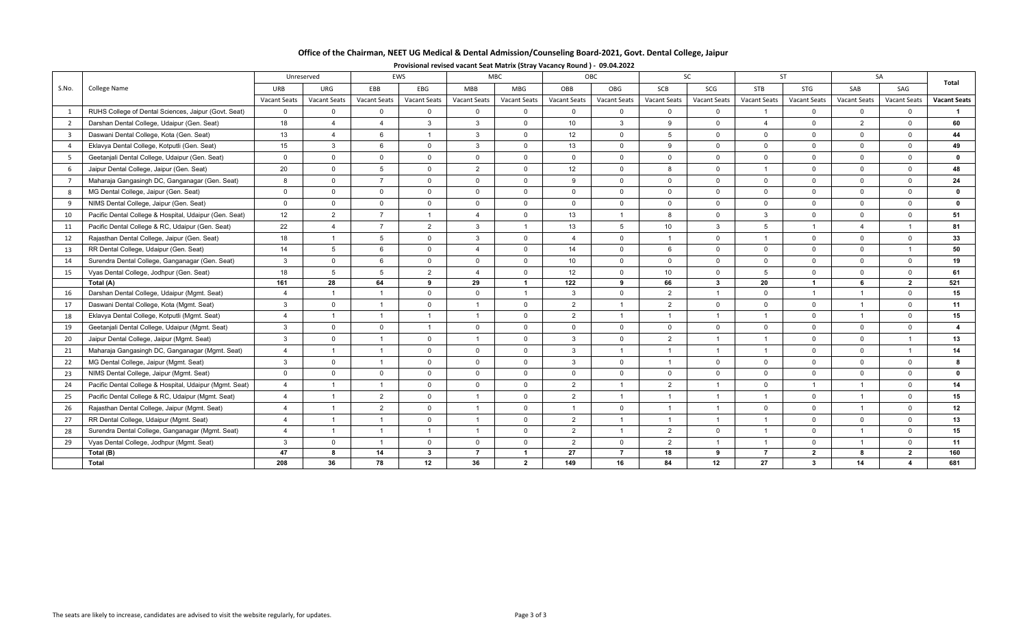**Office of the Chairman, NEET UG Medical & Dental Admission/Counseling Board-2021, Govt. Dental College, Jaipur**

**Provisional revised vacant Seat Matrix (Stray Vacancy Round ) - 09.04.2022**

| S.No. | College Name | Unreserved | | EWS | | MBC | | OBC | | SC | | ST | | SA | | Total |
|---|---|---|---|---|---|---|---|---|---|---|---|---|---|---|---|---|
| | | URB | URG | EBB | EBG | MBB | MBG | OBB | OBG | SCB | SCG | STB | STG | SAB | SAG | |
| | | Vacant Seats | Vacant Seats | Vacant Seats | Vacant Seats | Vacant Seats | Vacant Seats | Vacant Seats | Vacant Seats | Vacant Seats | Vacant Seats | Vacant Seats | Vacant Seats | Vacant Seats | Vacant Seats | Vacant Seats |
| 1 | RUHS College of Dental Sciences, Jaipur (Govt. Seat) | 0 | 0 | 0 | 0 | 0 | 0 | 0 | 0 | 0 | 0 | 1 | 0 | 0 | 0 | **1** |
| 2 | Darshan Dental College, Udaipur (Gen. Seat) | 18 | 4 | 4 | 3 | 3 | 0 | 10 | 3 | 9 | 0 | 4 | 0 | 2 | 0 | **60** |
| 3 | Daswani Dental College, Kota (Gen. Seat) | 13 | 4 | 6 | 1 | 3 | 0 | 12 | 0 | 5 | 0 | 0 | 0 | 0 | 0 | **44** |
| 4 | Eklavya Dental College, Kotputli (Gen. Seat) | 15 | 3 | 6 | 0 | 3 | 0 | 13 | 0 | 9 | 0 | 0 | 0 | 0 | 0 | **49** |
| 5 | Geetanjali Dental College, Udaipur (Gen. Seat) | 0 | 0 | 0 | 0 | 0 | 0 | 0 | 0 | 0 | 0 | 0 | 0 | 0 | 0 | **0** |
| 6 | Jaipur Dental College, Jaipur (Gen. Seat) | 20 | 0 | 5 | 0 | 2 | 0 | 12 | 0 | 8 | 0 | 1 | 0 | 0 | 0 | **48** |
| 7 | Maharaja Gangasingh DC, Ganganagar (Gen. Seat) | 8 | 0 | 7 | 0 | 0 | 0 | 9 | 0 | 0 | 0 | 0 | 0 | 0 | 0 | **24** |
| 8 | MG Dental College, Jaipur (Gen. Seat) | 0 | 0 | 0 | 0 | 0 | 0 | 0 | 0 | 0 | 0 | 0 | 0 | 0 | 0 | **0** |
| 9 | NIMS Dental College, Jaipur (Gen. Seat) | 0 | 0 | 0 | 0 | 0 | 0 | 0 | 0 | 0 | 0 | 0 | 0 | 0 | 0 | **0** |
| 10 | Pacific Dental College & Hospital, Udaipur (Gen. Seat) | 12 | 2 | 7 | 1 | 4 | 0 | 13 | 1 | 8 | 0 | 3 | 0 | 0 | 0 | **51** |
| 11 | Pacific Dental College & RC, Udaipur (Gen. Seat) | 22 | 4 | 7 | 2 | 3 | 1 | 13 | 5 | 10 | 3 | 5 | 1 | 4 | 1 | **81** |
| 12 | Rajasthan Dental College, Jaipur (Gen. Seat) | 18 | 1 | 5 | 0 | 3 | 0 | 4 | 0 | 1 | 0 | 1 | 0 | 0 | 0 | **33** |
| 13 | RR Dental College, Udaipur (Gen. Seat) | 14 | 5 | 6 | 0 | 4 | 0 | 14 | 0 | 6 | 0 | 0 | 0 | 0 | 1 | **50** |
| 14 | Surendra Dental College, Ganganagar (Gen. Seat) | 3 | 0 | 6 | 0 | 0 | 0 | 10 | 0 | 0 | 0 | 0 | 0 | 0 | 0 | **19** |
| 15 | Vyas Dental College, Jodhpur (Gen. Seat) | 18 | 5 | 5 | 2 | 4 | 0 | 12 | 0 | 10 | 0 | 5 | 0 | 0 | 0 | **61** |
| | **Total (A)** | **161** | **28** | **64** | **9** | **29** | **1** | **122** | **9** | **66** | **3** | **20** | **1** | **6** | **2** | **521** |
| 16 | Darshan Dental College, Udaipur (Mgmt. Seat) | 4 | 1 | 1 | 0 | 0 | 1 | 3 | 0 | 2 | 1 | 0 | 1 | 1 | 0 | **15** |
| 17 | Daswani Dental College, Kota (Mgmt. Seat) | 3 | 0 | 1 | 0 | 1 | 0 | 2 | 1 | 2 | 0 | 0 | 0 | 1 | 0 | **11** |
| 18 | Eklavya Dental College, Kotputli (Mgmt. Seat) | 4 | 1 | 1 | 1 | 1 | 0 | 2 | 1 | 1 | 1 | 1 | 0 | 1 | 0 | **15** |
| 19 | Geetanjali Dental College, Udaipur (Mgmt. Seat) | 3 | 0 | 0 | 1 | 0 | 0 | 0 | 0 | 0 | 0 | 0 | 0 | 0 | 0 | **4** |
| 20 | Jaipur Dental College, Jaipur (Mgmt. Seat) | 3 | 0 | 1 | 0 | 1 | 0 | 3 | 0 | 2 | 1 | 1 | 0 | 0 | 1 | **13** |
| 21 | Maharaja Gangasingh DC, Ganganagar (Mgmt. Seat) | 4 | 1 | 1 | 0 | 0 | 0 | 3 | 1 | 1 | 1 | 1 | 0 | 0 | 1 | **14** |
| 22 | MG Dental College, Jaipur (Mgmt. Seat) | 3 | 0 | 1 | 0 | 0 | 0 | 3 | 0 | 1 | 0 | 0 | 0 | 0 | 0 | **8** |
| 23 | NIMS Dental College, Jaipur (Mgmt. Seat) | 0 | 0 | 0 | 0 | 0 | 0 | 0 | 0 | 0 | 0 | 0 | 0 | 0 | 0 | **0** |
| 24 | Pacific Dental College & Hospital, Udaipur (Mgmt. Seat) | 4 | 1 | 1 | 0 | 0 | 0 | 2 | 1 | 2 | 1 | 0 | 1 | 1 | 0 | **14** |
| 25 | Pacific Dental College & RC, Udaipur (Mgmt. Seat) | 4 | 1 | 2 | 0 | 1 | 0 | 2 | 1 | 1 | 1 | 1 | 0 | 1 | 0 | **15** |
| 26 | Rajasthan Dental College, Jaipur (Mgmt. Seat) | 4 | 1 | 2 | 0 | 1 | 0 | 1 | 0 | 1 | 1 | 0 | 0 | 1 | 0 | **12** |
| 27 | RR Dental College, Udaipur (Mgmt. Seat) | 4 | 1 | 1 | 0 | 1 | 0 | 2 | 1 | 1 | 1 | 1 | 0 | 0 | 0 | **13** |
| 28 | Surendra Dental College, Ganganagar (Mgmt. Seat) | 4 | 1 | 1 | 1 | 1 | 0 | 2 | 1 | 2 | 0 | 1 | 0 | 1 | 0 | **15** |
| 29 | Vyas Dental College, Jodhpur (Mgmt. Seat) | 3 | 0 | 1 | 0 | 0 | 0 | 2 | 0 | 2 | 1 | 1 | 0 | 1 | 0 | **11** |
| | **Total (B)** | **47** | **8** | **14** | **3** | **7** | **1** | **27** | **7** | **18** | **9** | **7** | **2** | **8** | **2** | **160** |
| | **Total** | **208** | **36** | **78** | **12** | **36** | **2** | **149** | **16** | **84** | **12** | **27** | **3** | **14** | **4** | **681** |

The seats are likely to increase, candidates are advised to visit the website regularly, for updates.